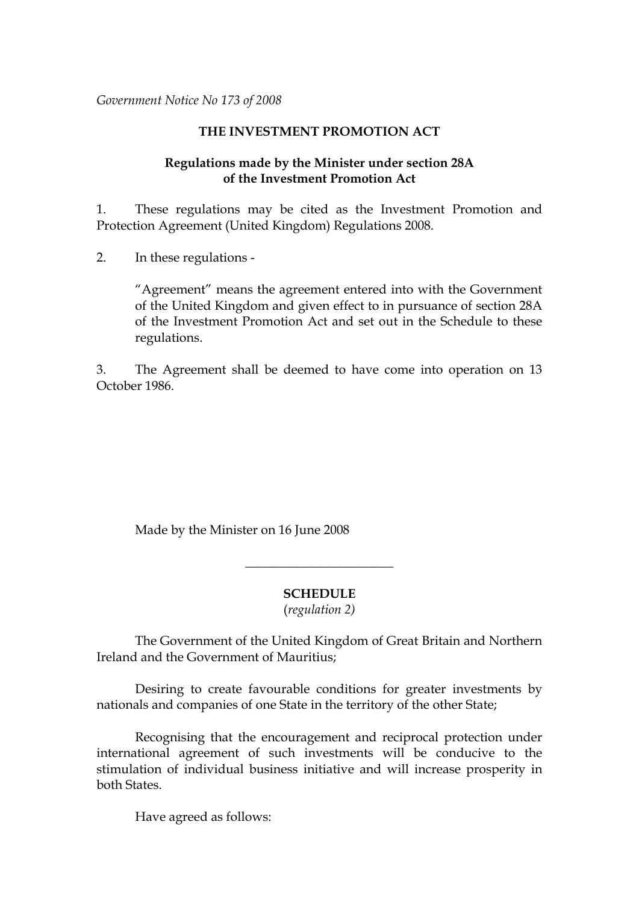*Government Notice No 173 of 2008*

**THE INVESTMENT PROMOTION ACT**

**Regulations made by the Minister under section 28A of the Investment Promotion Act**

1. These regulations may be cited as the Investment Promotion and Protection Agreement (United Kingdom) Regulations 2008.

2. In these regulations -

 "Agreement" means the agreement entered into with the Government of the United Kingdom and given effect to in pursuance of section 28A of the Investment Promotion Act and set out in the Schedule to these regulations.

3. The Agreement shall be deemed to have come into operation on 13 October 1986.

Made by the Minister on 16 June 2008

---

**SCHEDULE**

(*regulation 2)*

The Government of the United Kingdom of Great Britain and Northern Ireland and the Government of Mauritius;

Desiring to create favourable conditions for greater investments by nationals and companies of one State in the territory of the other State;

Recognising that the encouragement and reciprocal protection under international agreement of such investments will be conducive to the stimulation of individual business initiative and will increase prosperity in both States.

Have agreed as follows: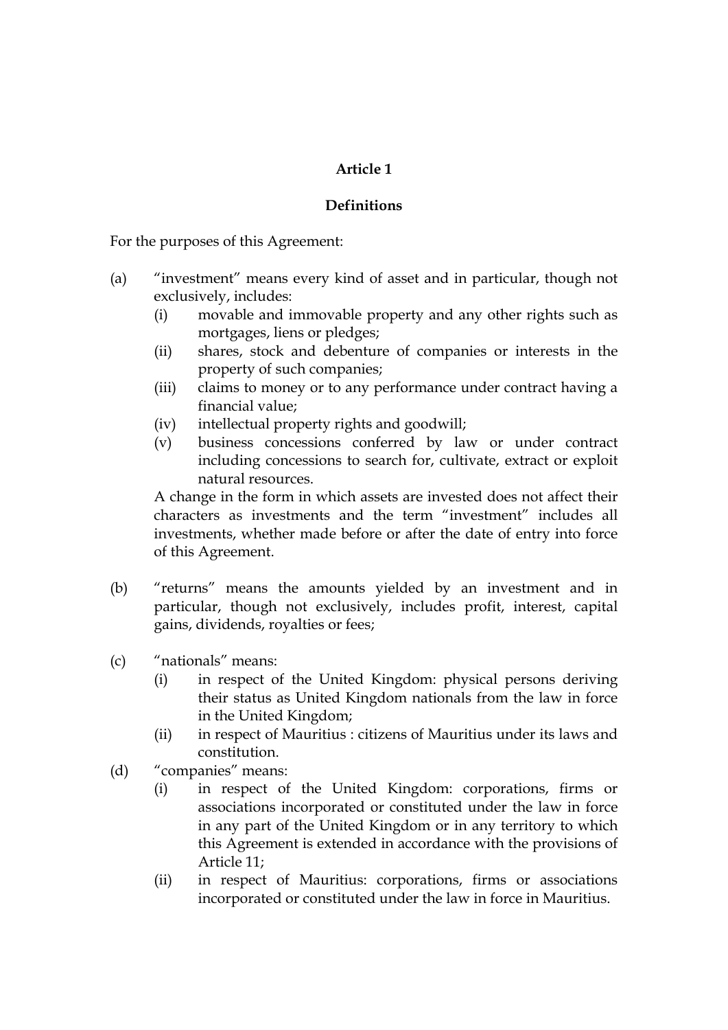## Article 1

### Definitions

For the purposes of this Agreement:

(a) "investment" means every kind of asset and in particular, though not exclusively, includes:

  (i) movable and immovable property and any other rights such as mortgages, liens or pledges;

  (ii) shares, stock and debenture of companies or interests in the property of such companies;

  (iii) claims to money or to any performance under contract having a financial value;

  (iv) intellectual property rights and goodwill;

  (v) business concessions conferred by law or under contract including concessions to search for, cultivate, extract or exploit natural resources.

  A change in the form in which assets are invested does not affect their characters as investments and the term "investment" includes all investments, whether made before or after the date of entry into force of this Agreement.

(b) "returns" means the amounts yielded by an investment and in particular, though not exclusively, includes profit, interest, capital gains, dividends, royalties or fees;

(c) "nationals" means:

  (i) in respect of the United Kingdom: physical persons deriving their status as United Kingdom nationals from the law in force in the United Kingdom;

  (ii) in respect of Mauritius : citizens of Mauritius under its laws and constitution.

(d) "companies" means:

  (i) in respect of the United Kingdom: corporations, firms or associations incorporated or constituted under the law in force in any part of the United Kingdom or in any territory to which this Agreement is extended in accordance with the provisions of Article 11;

  (ii) in respect of Mauritius: corporations, firms or associations incorporated or constituted under the law in force in Mauritius.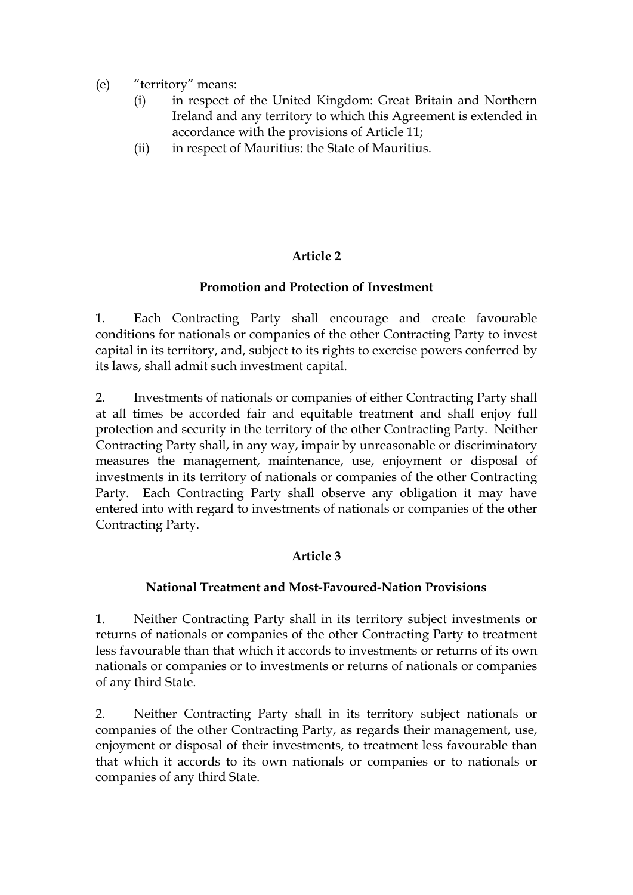(e) "territory" means:

  (i) in respect of the United Kingdom: Great Britain and Northern Ireland and any territory to which this Agreement is extended in accordance with the provisions of Article 11;

  (ii) in respect of Mauritius: the State of Mauritius.

**Article 2**

**Promotion and Protection of Investment**

1. Each Contracting Party shall encourage and create favourable conditions for nationals or companies of the other Contracting Party to invest capital in its territory, and, subject to its rights to exercise powers conferred by its laws, shall admit such investment capital.

2. Investments of nationals or companies of either Contracting Party shall at all times be accorded fair and equitable treatment and shall enjoy full protection and security in the territory of the other Contracting Party. Neither Contracting Party shall, in any way, impair by unreasonable or discriminatory measures the management, maintenance, use, enjoyment or disposal of investments in its territory of nationals or companies of the other Contracting Party. Each Contracting Party shall observe any obligation it may have entered into with regard to investments of nationals or companies of the other Contracting Party.

**Article 3**

**National Treatment and Most-Favoured-Nation Provisions**

1. Neither Contracting Party shall in its territory subject investments or returns of nationals or companies of the other Contracting Party to treatment less favourable than that which it accords to investments or returns of its own nationals or companies or to investments or returns of nationals or companies of any third State.

2. Neither Contracting Party shall in its territory subject nationals or companies of the other Contracting Party, as regards their management, use, enjoyment or disposal of their investments, to treatment less favourable than that which it accords to its own nationals or companies or to nationals or companies of any third State.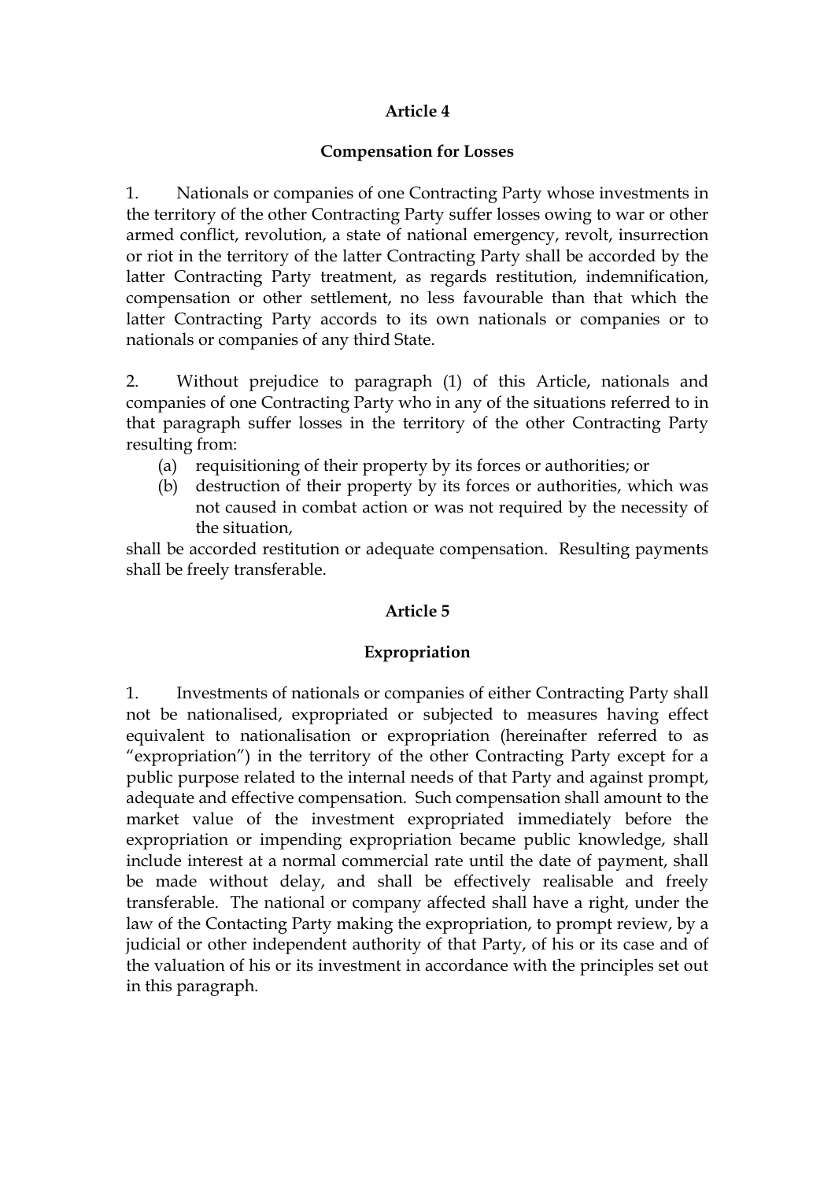**Article 4**

**Compensation for Losses**

1. Nationals or companies of one Contracting Party whose investments in the territory of the other Contracting Party suffer losses owing to war or other armed conflict, revolution, a state of national emergency, revolt, insurrection or riot in the territory of the latter Contracting Party shall be accorded by the latter Contracting Party treatment, as regards restitution, indemnification, compensation or other settlement, no less favourable than that which the latter Contracting Party accords to its own nationals or companies or to nationals or companies of any third State.

2. Without prejudice to paragraph (1) of this Article, nationals and companies of one Contracting Party who in any of the situations referred to in that paragraph suffer losses in the territory of the other Contracting Party resulting from:

(a) requisitioning of their property by its forces or authorities; or
(b) destruction of their property by its forces or authorities, which was not caused in combat action or was not required by the necessity of the situation,

shall be accorded restitution or adequate compensation. Resulting payments shall be freely transferable.

**Article 5**

**Expropriation**

1. Investments of nationals or companies of either Contracting Party shall not be nationalised, expropriated or subjected to measures having effect equivalent to nationalisation or expropriation (hereinafter referred to as "expropriation") in the territory of the other Contracting Party except for a public purpose related to the internal needs of that Party and against prompt, adequate and effective compensation. Such compensation shall amount to the market value of the investment expropriated immediately before the expropriation or impending expropriation became public knowledge, shall include interest at a normal commercial rate until the date of payment, shall be made without delay, and shall be effectively realisable and freely transferable. The national or company affected shall have a right, under the law of the Contacting Party making the expropriation, to prompt review, by a judicial or other independent authority of that Party, of his or its case and of the valuation of his or its investment in accordance with the principles set out in this paragraph.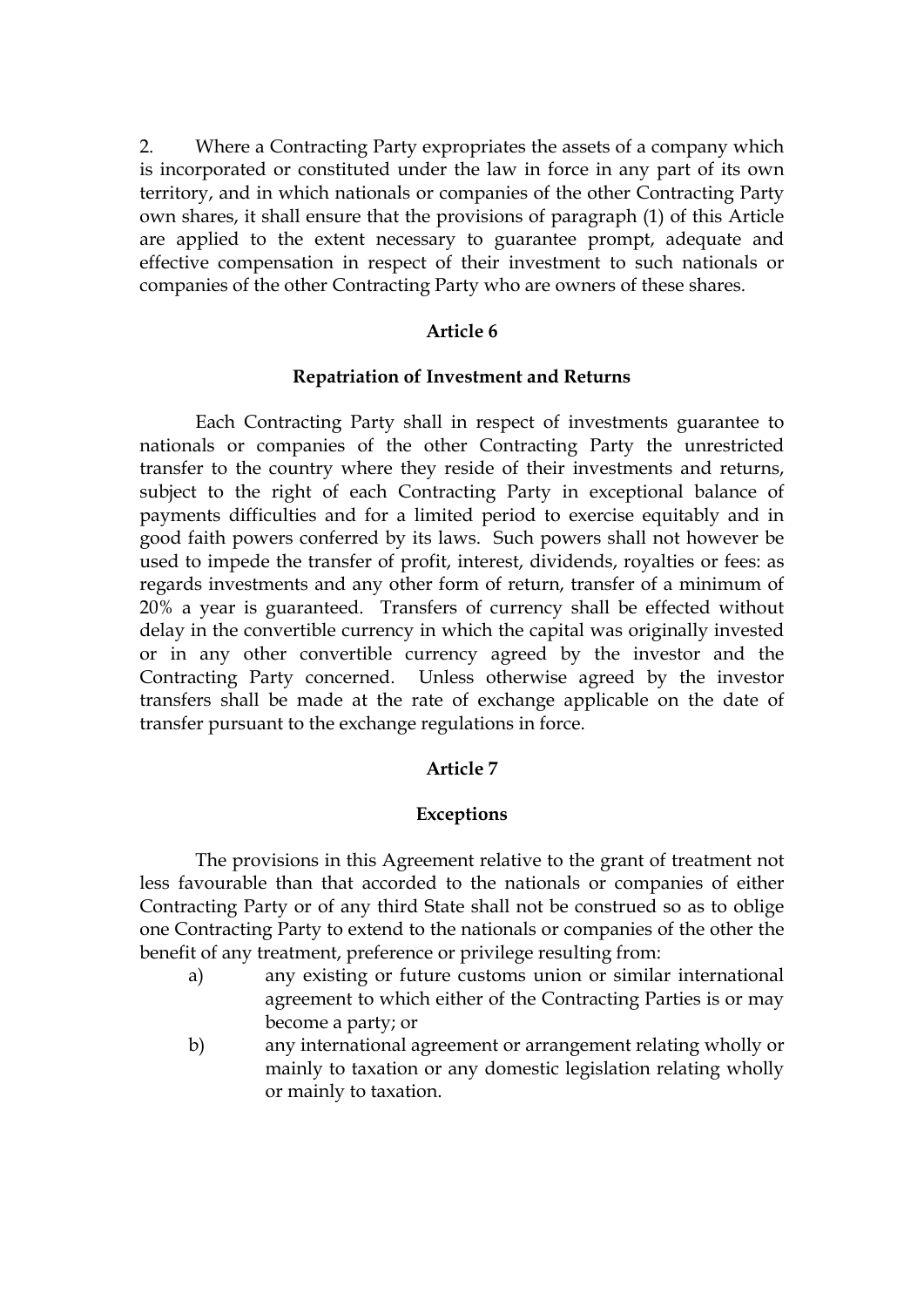2. Where a Contracting Party expropriates the assets of a company which is incorporated or constituted under the law in force in any part of its own territory, and in which nationals or companies of the other Contracting Party own shares, it shall ensure that the provisions of paragraph (1) of this Article are applied to the extent necessary to guarantee prompt, adequate and effective compensation in respect of their investment to such nationals or companies of the other Contracting Party who are owners of these shares.

## Article 6

### Repatriation of Investment and Returns

Each Contracting Party shall in respect of investments guarantee to nationals or companies of the other Contracting Party the unrestricted transfer to the country where they reside of their investments and returns, subject to the right of each Contracting Party in exceptional balance of payments difficulties and for a limited period to exercise equitably and in good faith powers conferred by its laws. Such powers shall not however be used to impede the transfer of profit, interest, dividends, royalties or fees: as regards investments and any other form of return, transfer of a minimum of 20% a year is guaranteed. Transfers of currency shall be effected without delay in the convertible currency in which the capital was originally invested or in any other convertible currency agreed by the investor and the Contracting Party concerned. Unless otherwise agreed by the investor transfers shall be made at the rate of exchange applicable on the date of transfer pursuant to the exchange regulations in force.

## Article 7

### Exceptions

The provisions in this Agreement relative to the grant of treatment not less favourable than that accorded to the nationals or companies of either Contracting Party or of any third State shall not be construed so as to oblige one Contracting Party to extend to the nationals or companies of the other the benefit of any treatment, preference or privilege resulting from:

a) any existing or future customs union or similar international agreement to which either of the Contracting Parties is or may become a party; or

b) any international agreement or arrangement relating wholly or mainly to taxation or any domestic legislation relating wholly or mainly to taxation.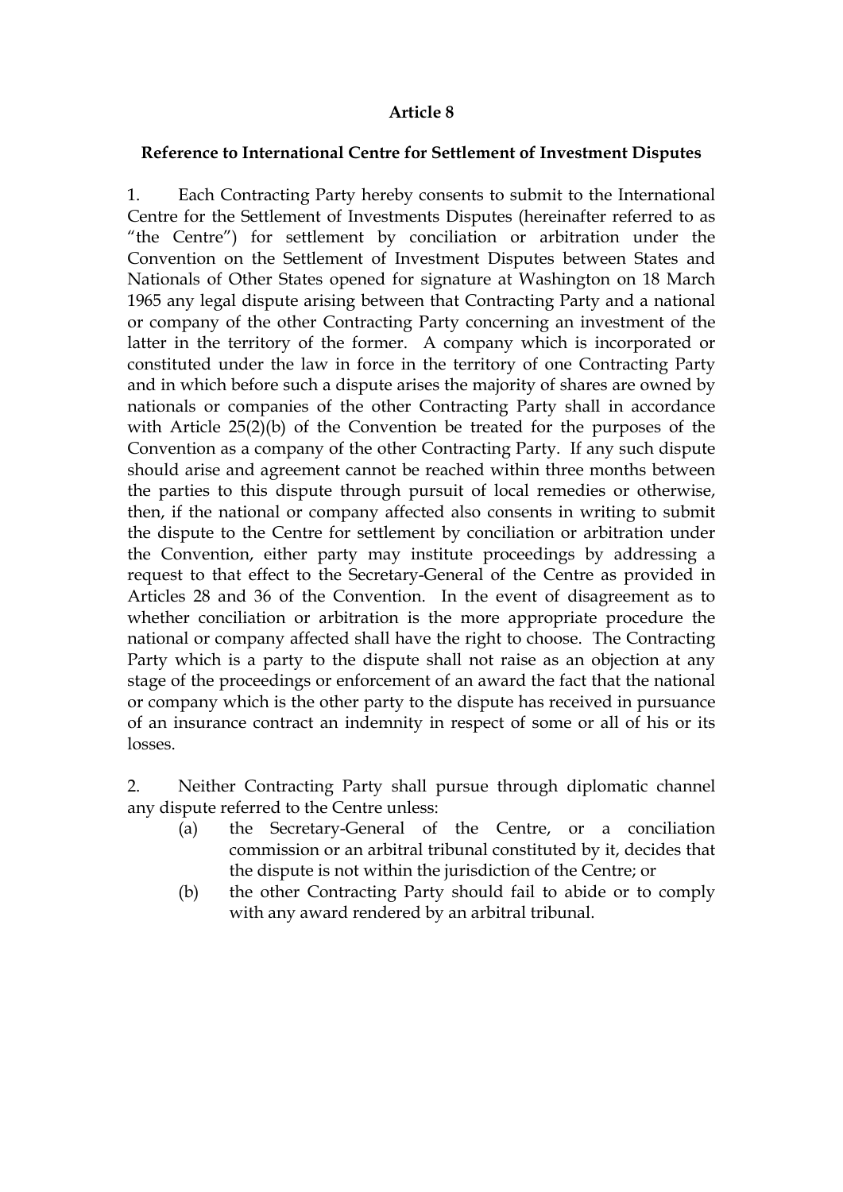**Article 8**

**Reference to International Centre for Settlement of Investment Disputes**

1. Each Contracting Party hereby consents to submit to the International Centre for the Settlement of Investments Disputes (hereinafter referred to as "the Centre") for settlement by conciliation or arbitration under the Convention on the Settlement of Investment Disputes between States and Nationals of Other States opened for signature at Washington on 18 March 1965 any legal dispute arising between that Contracting Party and a national or company of the other Contracting Party concerning an investment of the latter in the territory of the former. A company which is incorporated or constituted under the law in force in the territory of one Contracting Party and in which before such a dispute arises the majority of shares are owned by nationals or companies of the other Contracting Party shall in accordance with Article 25(2)(b) of the Convention be treated for the purposes of the Convention as a company of the other Contracting Party. If any such dispute should arise and agreement cannot be reached within three months between the parties to this dispute through pursuit of local remedies or otherwise, then, if the national or company affected also consents in writing to submit the dispute to the Centre for settlement by conciliation or arbitration under the Convention, either party may institute proceedings by addressing a request to that effect to the Secretary-General of the Centre as provided in Articles 28 and 36 of the Convention. In the event of disagreement as to whether conciliation or arbitration is the more appropriate procedure the national or company affected shall have the right to choose. The Contracting Party which is a party to the dispute shall not raise as an objection at any stage of the proceedings or enforcement of an award the fact that the national or company which is the other party to the dispute has received in pursuance of an insurance contract an indemnity in respect of some or all of his or its losses.

2. Neither Contracting Party shall pursue through diplomatic channel any dispute referred to the Centre unless:

(a) the Secretary-General of the Centre, or a conciliation commission or an arbitral tribunal constituted by it, decides that the dispute is not within the jurisdiction of the Centre; or

(b) the other Contracting Party should fail to abide or to comply with any award rendered by an arbitral tribunal.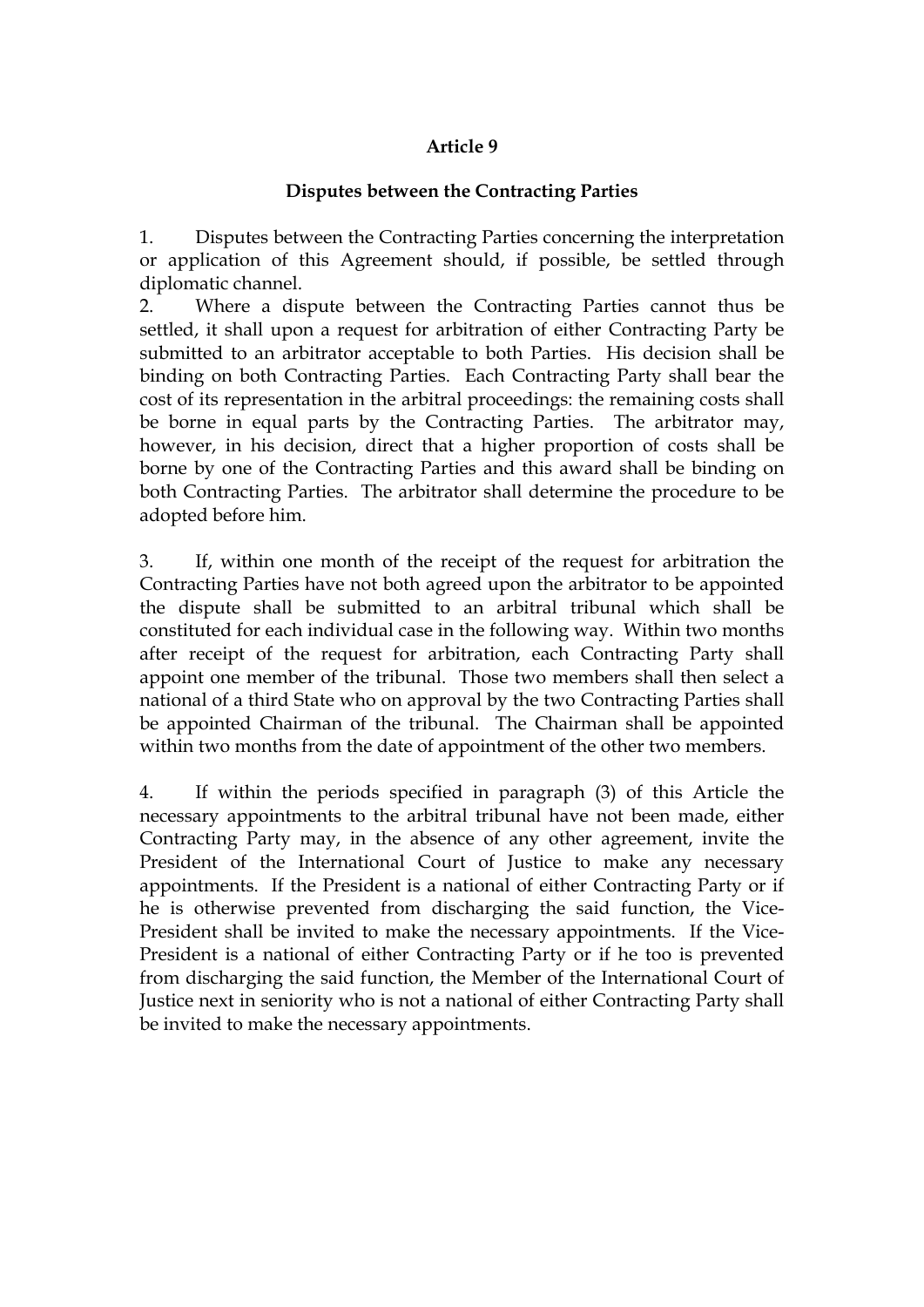**Article 9**

**Disputes between the Contracting Parties**

1. Disputes between the Contracting Parties concerning the interpretation or application of this Agreement should, if possible, be settled through diplomatic channel.

2. Where a dispute between the Contracting Parties cannot thus be settled, it shall upon a request for arbitration of either Contracting Party be submitted to an arbitrator acceptable to both Parties. His decision shall be binding on both Contracting Parties. Each Contracting Party shall bear the cost of its representation in the arbitral proceedings: the remaining costs shall be borne in equal parts by the Contracting Parties. The arbitrator may, however, in his decision, direct that a higher proportion of costs shall be borne by one of the Contracting Parties and this award shall be binding on both Contracting Parties. The arbitrator shall determine the procedure to be adopted before him.

3. If, within one month of the receipt of the request for arbitration the Contracting Parties have not both agreed upon the arbitrator to be appointed the dispute shall be submitted to an arbitral tribunal which shall be constituted for each individual case in the following way. Within two months after receipt of the request for arbitration, each Contracting Party shall appoint one member of the tribunal. Those two members shall then select a national of a third State who on approval by the two Contracting Parties shall be appointed Chairman of the tribunal. The Chairman shall be appointed within two months from the date of appointment of the other two members.

4. If within the periods specified in paragraph (3) of this Article the necessary appointments to the arbitral tribunal have not been made, either Contracting Party may, in the absence of any other agreement, invite the President of the International Court of Justice to make any necessary appointments. If the President is a national of either Contracting Party or if he is otherwise prevented from discharging the said function, the Vice-President shall be invited to make the necessary appointments. If the Vice-President is a national of either Contracting Party or if he too is prevented from discharging the said function, the Member of the International Court of Justice next in seniority who is not a national of either Contracting Party shall be invited to make the necessary appointments.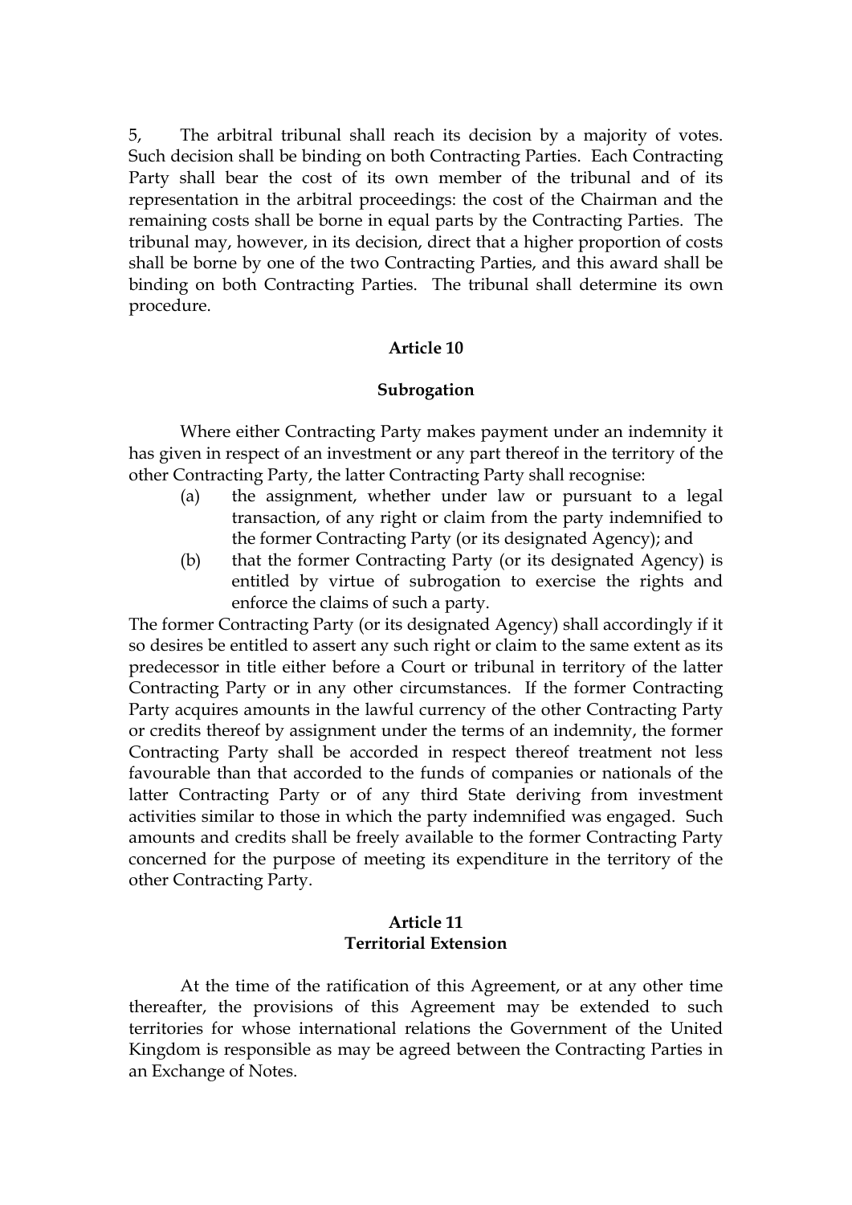5, The arbitral tribunal shall reach its decision by a majority of votes. Such decision shall be binding on both Contracting Parties. Each Contracting Party shall bear the cost of its own member of the tribunal and of its representation in the arbitral proceedings: the cost of the Chairman and the remaining costs shall be borne in equal parts by the Contracting Parties. The tribunal may, however, in its decision, direct that a higher proportion of costs shall be borne by one of the two Contracting Parties, and this award shall be binding on both Contracting Parties. The tribunal shall determine its own procedure.

**Article 10**

**Subrogation**

Where either Contracting Party makes payment under an indemnity it has given in respect of an investment or any part thereof in the territory of the other Contracting Party, the latter Contracting Party shall recognise:

(a) the assignment, whether under law or pursuant to a legal transaction, of any right or claim from the party indemnified to the former Contracting Party (or its designated Agency); and

(b) that the former Contracting Party (or its designated Agency) is entitled by virtue of subrogation to exercise the rights and enforce the claims of such a party.

The former Contracting Party (or its designated Agency) shall accordingly if it so desires be entitled to assert any such right or claim to the same extent as its predecessor in title either before a Court or tribunal in territory of the latter Contracting Party or in any other circumstances. If the former Contracting Party acquires amounts in the lawful currency of the other Contracting Party or credits thereof by assignment under the terms of an indemnity, the former Contracting Party shall be accorded in respect thereof treatment not less favourable than that accorded to the funds of companies or nationals of the latter Contracting Party or of any third State deriving from investment activities similar to those in which the party indemnified was engaged. Such amounts and credits shall be freely available to the former Contracting Party concerned for the purpose of meeting its expenditure in the territory of the other Contracting Party.

**Article 11**
**Territorial Extension**

At the time of the ratification of this Agreement, or at any other time thereafter, the provisions of this Agreement may be extended to such territories for whose international relations the Government of the United Kingdom is responsible as may be agreed between the Contracting Parties in an Exchange of Notes.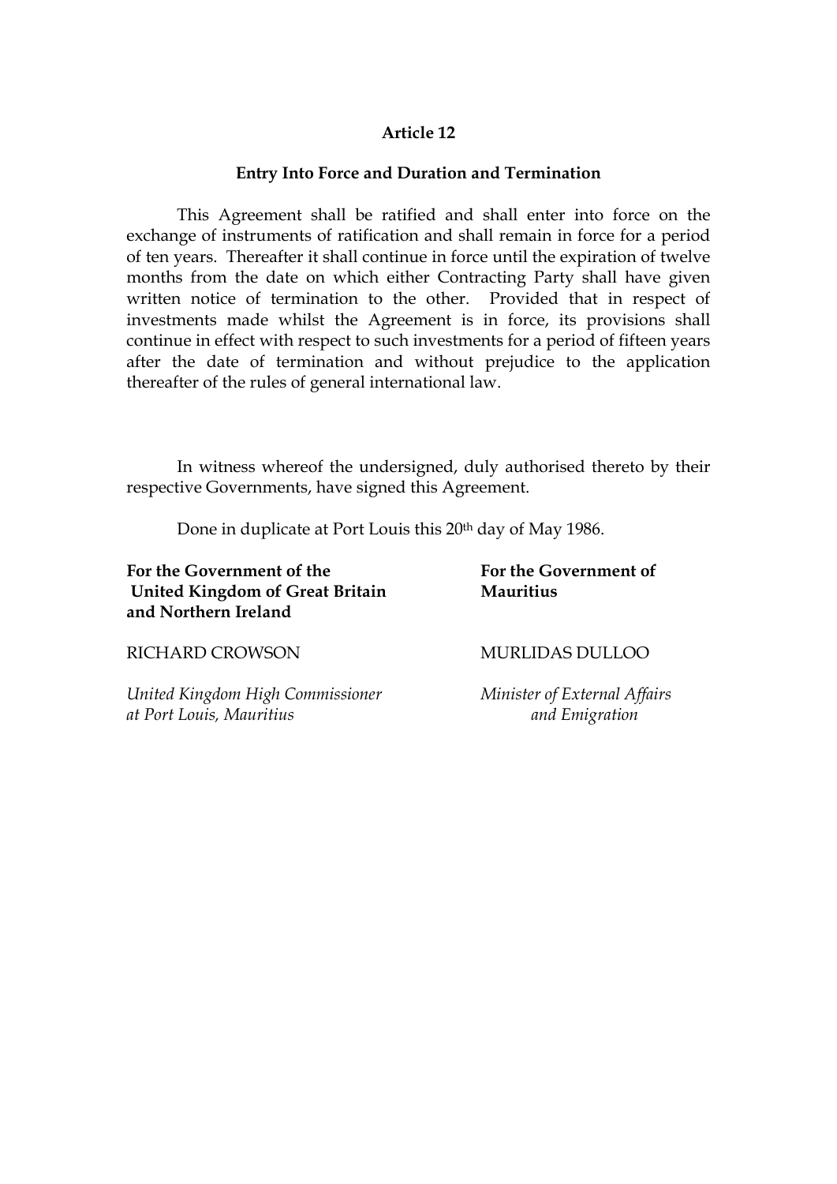## Article 12

### Entry Into Force and Duration and Termination

This Agreement shall be ratified and shall enter into force on the exchange of instruments of ratification and shall remain in force for a period of ten years. Thereafter it shall continue in force until the expiration of twelve months from the date on which either Contracting Party shall have given written notice of termination to the other. Provided that in respect of investments made whilst the Agreement is in force, its provisions shall continue in effect with respect to such investments for a period of fifteen years after the date of termination and without prejudice to the application thereafter of the rules of general international law.

In witness whereof the undersigned, duly authorised thereto by their respective Governments, have signed this Agreement.

Done in duplicate at Port Louis this 20th day of May 1986.

| | |
|---|---|
| **For the Government of the United Kingdom of Great Britain and Northern Ireland** | **For the Government of Mauritius** |
| RICHARD CROWSON | MURLIDAS DULLOO |
| *United Kingdom High Commissioner at Port Louis, Mauritius* | *Minister of External Affairs and Emigration* |